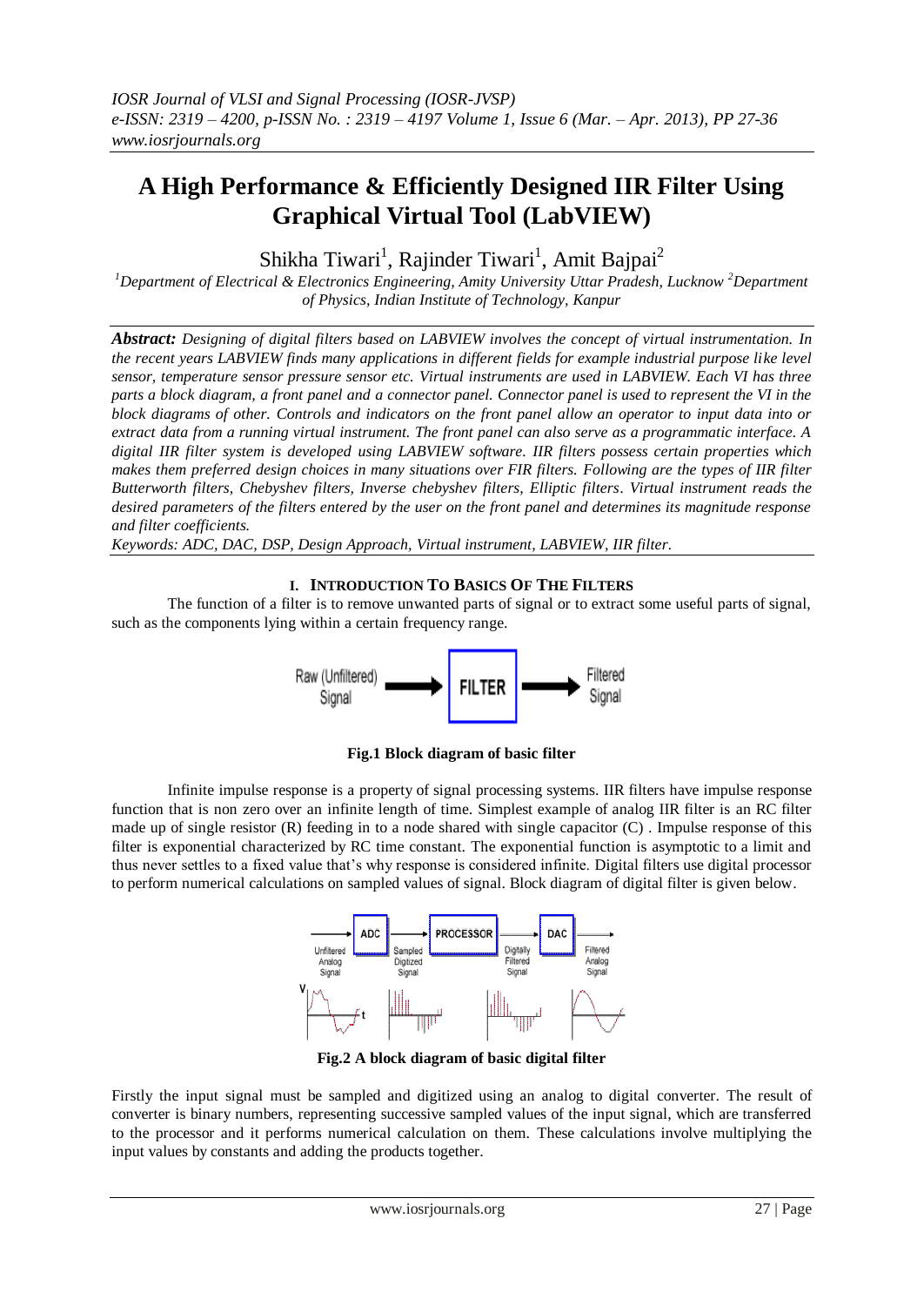# A High Performance & Efficiently Designed IIR Filter Using Graphical Virtual Tool (LabVIEW)

Shikha Tiwari[1], Rajinder Tiwari[1], Amit Bajpai[2]

*[1]Department of Electrical & Electronics Engineering, Amity University Uttar Pradesh, Lucknow [2]Department of Physics, Indian Institute of Technology, Kanpur*

***Abstract:*** *Designing of digital filters based on LABVIEW involves the concept of virtual instrumentation. In the recent years LABVIEW finds many applications in different fields for example industrial purpose like level sensor, temperature sensor pressure sensor etc. Virtual instruments are used in LABVIEW. Each VI has three parts a block diagram, a front panel and a connector panel. Connector panel is used to represent the VI in the block diagrams of other. Controls and indicators on the front panel allow an operator to input data into or extract data from a running virtual instrument. The front panel can also serve as a programmatic interface. A digital IIR filter system is developed using LABVIEW software. IIR filters possess certain properties which makes them preferred design choices in many situations over FIR filters. Following are the types of IIR filter Butterworth filters, Chebyshev filters, Inverse chebyshev filters, Elliptic filters. Virtual instrument reads the desired parameters of the filters entered by the user on the front panel and determines its magnitude response and filter coefficients.*

*Keywords: ADC, DAC, DSP, Design Approach, Virtual instrument, LABVIEW, IIR filter.*

## I. Introduction To Basics Of The Filters

The function of a filter is to remove unwanted parts of signal or to extract some useful parts of signal, such as the components lying within a certain frequency range.

Raw (Unfiltered) Signal → FILTER → Filtered Signal

**Fig.1 Block diagram of basic filter**

Infinite impulse response is a property of signal processing systems. IIR filters have impulse response function that is non zero over an infinite length of time. Simplest example of analog IIR filter is an RC filter made up of single resistor (R) feeding in to a node shared with single capacitor (C) . Impulse response of this filter is exponential characterized by RC time constant. The exponential function is asymptotic to a limit and thus never settles to a fixed value that's why response is considered infinite. Digital filters use digital processor to perform numerical calculations on sampled values of signal. Block diagram of digital filter is given below.

Unfiltered Analog Signal → ADC → Sampled Digitized Signal → PROCESSOR → Digitally Filtered Signal → DAC → Filtered Analog Signal

**Fig.2 A block diagram of basic digital filter**

Firstly the input signal must be sampled and digitized using an analog to digital converter. The result of converter is binary numbers, representing successive sampled values of the input signal, which are transferred to the processor and it performs numerical calculation on them. These calculations involve multiplying the input values by constants and adding the products together.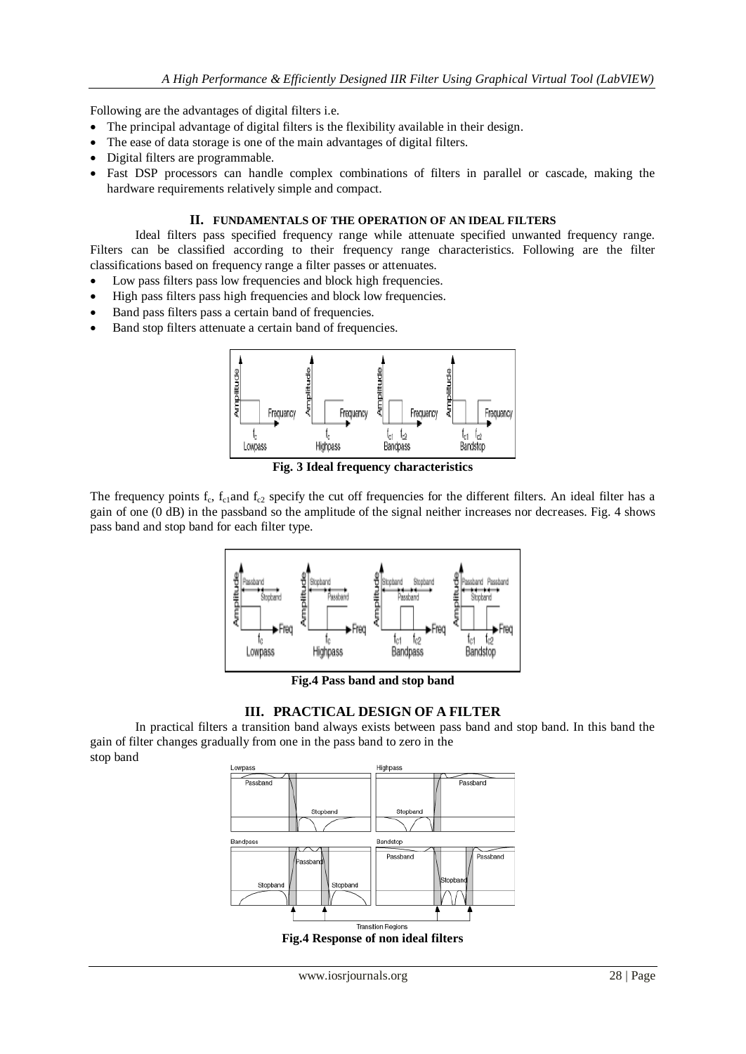Following are the advantages of digital filters i.e.

- The principal advantage of digital filters is the flexibility available in their design.
- The ease of data storage is one of the main advantages of digital filters.
- Digital filters are programmable.
- Fast DSP processors can handle complex combinations of filters in parallel or cascade, making the hardware requirements relatively simple and compact.

## II. FUNDAMENTALS OF THE OPERATION OF AN IDEAL FILTERS

Ideal filters pass specified frequency range while attenuate specified unwanted frequency range. Filters can be classified according to their frequency range characteristics. Following are the filter classifications based on frequency range a filter passes or attenuates.

- Low pass filters pass low frequencies and block high frequencies.
- High pass filters pass high frequencies and block low frequencies.
- Band pass filters pass a certain band of frequencies.
- Band stop filters attenuate a certain band of frequencies.

**Fig. 3 Ideal frequency characteristics**

The frequency points $f_c$, $f_{c1}$and $f_{c2}$ specify the cut off frequencies for the different filters. An ideal filter has a gain of one (0 dB) in the passband so the amplitude of the signal neither increases nor decreases. Fig. 4 shows pass band and stop band for each filter type.

**Fig.4 Pass band and stop band**

## III. PRACTICAL DESIGN OF A FILTER

In practical filters a transition band always exists between pass band and stop band. In this band the gain of filter changes gradually from one in the pass band to zero in the stop band

**Fig.4 Response of non ideal filters**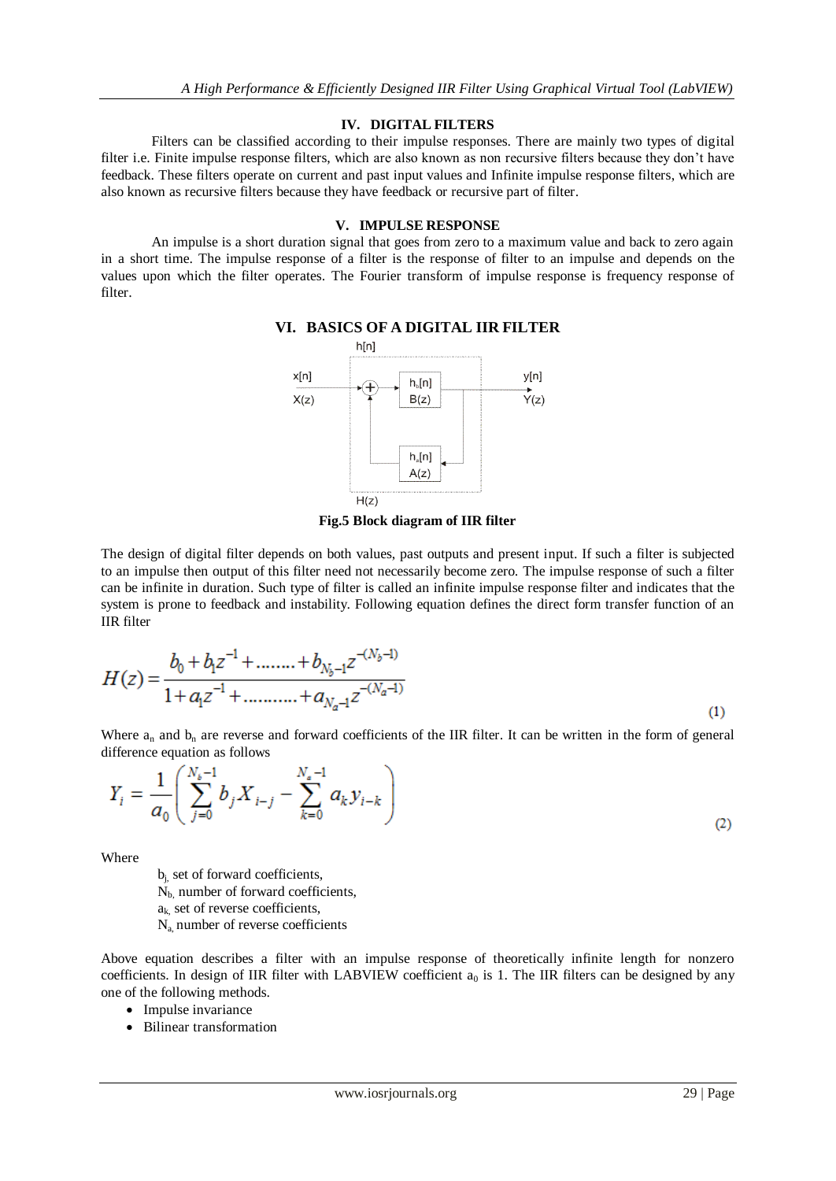## IV. DIGITAL FILTERS

Filters can be classified according to their impulse responses. There are mainly two types of digital filter i.e. Finite impulse response filters, which are also known as non recursive filters because they don't have feedback. These filters operate on current and past input values and Infinite impulse response filters, which are also known as recursive filters because they have feedback or recursive part of filter.

## V. IMPULSE RESPONSE

An impulse is a short duration signal that goes from zero to a maximum value and back to zero again in a short time. The impulse response of a filter is the response of filter to an impulse and depends on the values upon which the filter operates. The Fourier transform of impulse response is frequency response of filter.

## VI. BASICS OF A DIGITAL IIR FILTER

**Fig.5 Block diagram of IIR filter**

The design of digital filter depends on both values, past outputs and present input. If such a filter is subjected to an impulse then output of this filter need not necessarily become zero. The impulse response of such a filter can be infinite in duration. Such type of filter is called an infinite impulse response filter and indicates that the system is prone to feedback and instability. Following equation defines the direct form transfer function of an IIR filter

$$H(z) = \frac{b_0 + b_1 z^{-1} + \dots\dots + b_{N_b-1} z^{-(N_b-1)}}{1 + a_1 z^{-1} + \dots\dots\dots + a_{N_a-1} z^{-(N_a-1)}} \quad (1)$$

Where $a_n$ and $b_n$ are reverse and forward coefficients of the IIR filter. It can be written in the form of general difference equation as follows

$$Y_i = \frac{1}{a_0}\left( \sum_{j=0}^{N_b-1} b_j X_{i-j} - \sum_{k=0}^{N_a-1} a_k y_{i-k} \right) \quad (2)$$

Where

$b_j$, set of forward coefficients,  
$N_b$, number of forward coefficients,  
$a_k$, set of reverse coefficients,  
$N_a$, number of reverse coefficients

Above equation describes a filter with an impulse response of theoretically infinite length for nonzero coefficients. In design of IIR filter with LABVIEW coefficient $a_0$ is 1. The IIR filters can be designed by any one of the following methods.

- Impulse invariance
- Bilinear transformation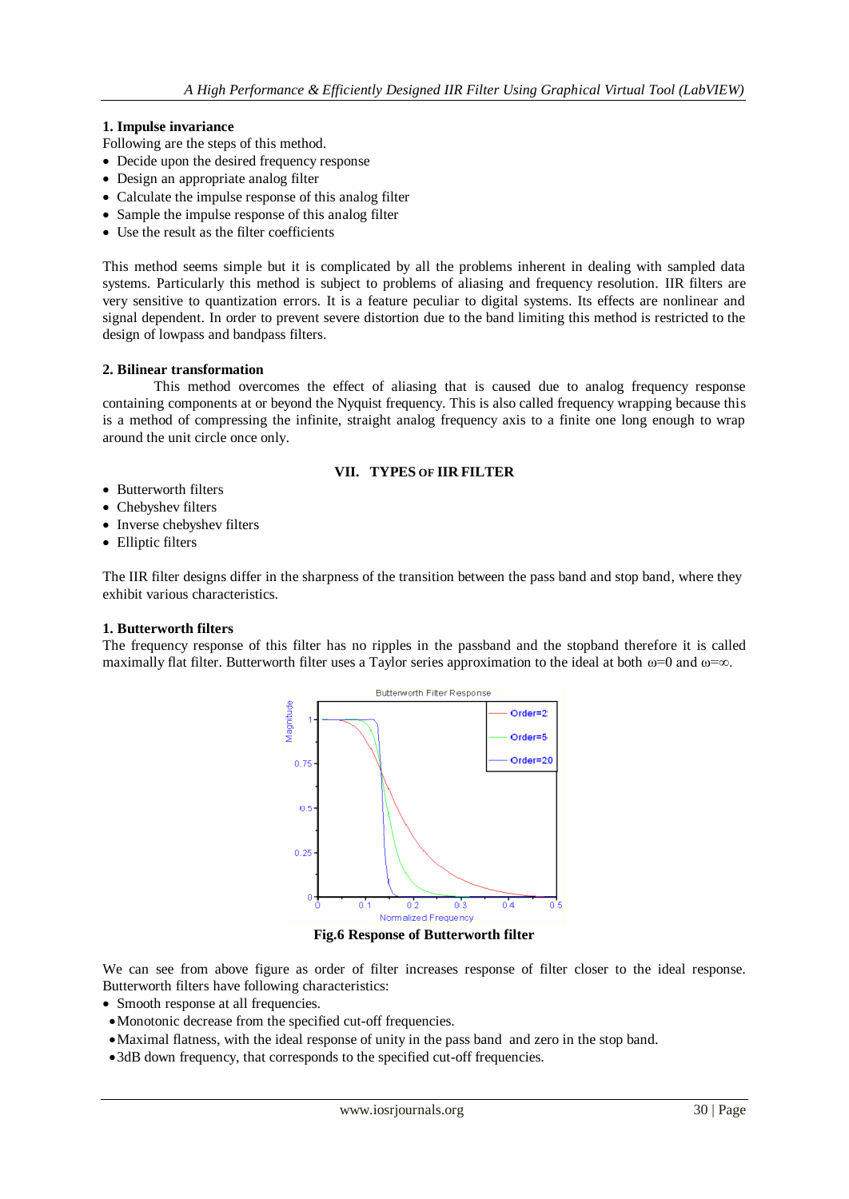**1. Impulse invariance**

Following are the steps of this method.

- Decide upon the desired frequency response
- Design an appropriate analog filter
- Calculate the impulse response of this analog filter
- Sample the impulse response of this analog filter
- Use the result as the filter coefficients

This method seems simple but it is complicated by all the problems inherent in dealing with sampled data systems. Particularly this method is subject to problems of aliasing and frequency resolution. IIR filters are very sensitive to quantization errors. It is a feature peculiar to digital systems. Its effects are nonlinear and signal dependent. In order to prevent severe distortion due to the band limiting this method is restricted to the design of lowpass and bandpass filters.

**2. Bilinear transformation**

This method overcomes the effect of aliasing that is caused due to analog frequency response containing components at or beyond the Nyquist frequency. This is also called frequency wrapping because this is a method of compressing the infinite, straight analog frequency axis to a finite one long enough to wrap around the unit circle once only.

## VII. TYPES OF IIR FILTER

- Butterworth filters
- Chebyshev filters
- Inverse chebyshev filters
- Elliptic filters

The IIR filter designs differ in the sharpness of the transition between the pass band and stop band, where they exhibit various characteristics.

**1. Butterworth filters**

The frequency response of this filter has no ripples in the passband and the stopband therefore it is called maximally flat filter. Butterworth filter uses a Taylor series approximation to the ideal at both $\omega=0$ and $\omega=\infty$.

**Fig.6 Response of Butterworth filter**

We can see from above figure as order of filter increases response of filter closer to the ideal response. Butterworth filters have following characteristics:

- Smooth response at all frequencies.
- Monotonic decrease from the specified cut-off frequencies.
- Maximal flatness, with the ideal response of unity in the pass band and zero in the stop band.
- 3dB down frequency, that corresponds to the specified cut-off frequencies.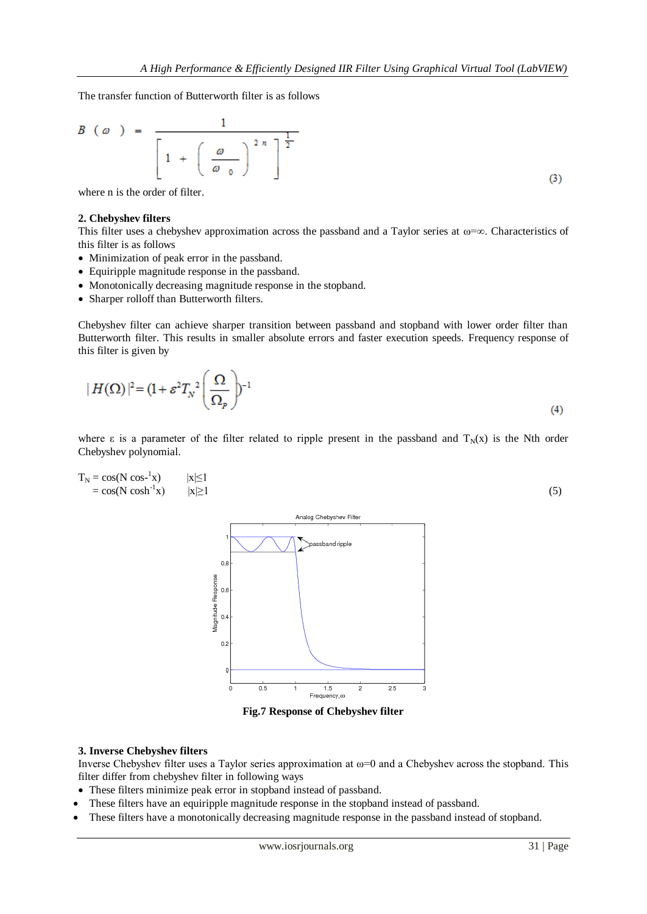The transfer function of Butterworth filter is as follows

$$B(\omega) = \frac{1}{\left[1 + \left(\frac{\omega}{\omega_0}\right)^{2n}\right]^{\frac{1}{2}}} \tag{3}$$

where n is the order of filter.

**2. Chebyshev filters**

This filter uses a chebyshev approximation across the passband and a Taylor series at $\omega=\infty$. Characteristics of this filter is as follows

- Minimization of peak error in the passband.
- Equiripple magnitude response in the passband.
- Monotonically decreasing magnitude response in the stopband.
- Sharper rolloff than Butterworth filters.

Chebyshev filter can achieve sharper transition between passband and stopband with lower order filter than Butterworth filter. This results in smaller absolute errors and faster execution speeds. Frequency response of this filter is given by

$$|H(\Omega)|^2 = \left(1 + \varepsilon^2 T_N^{\ 2}\left(\frac{\Omega}{\Omega_p}\right)\right)^{-1} \tag{4}$$

where $\varepsilon$ is a parameter of the filter related to ripple present in the passband and $T_N(x)$ is the Nth order Chebyshev polynomial.

$$\begin{aligned} T_N &= \cos(N \cos^{-1} x) \qquad |x| \leq 1 \\ &= \cos(N \cosh^{-1} x) \qquad |x| \geq 1 \end{aligned} \tag{5}$$

**Fig.7 Response of Chebyshev filter**

**3. Inverse Chebyshev filters**

Inverse Chebyshev filter uses a Taylor series approximation at $\omega=0$ and a Chebyshev across the stopband. This filter differ from chebyshev filter in following ways

- These filters minimize peak error in stopband instead of passband.
- These filters have an equiripple magnitude response in the stopband instead of passband.
- These filters have a monotonically decreasing magnitude response in the passband instead of stopband.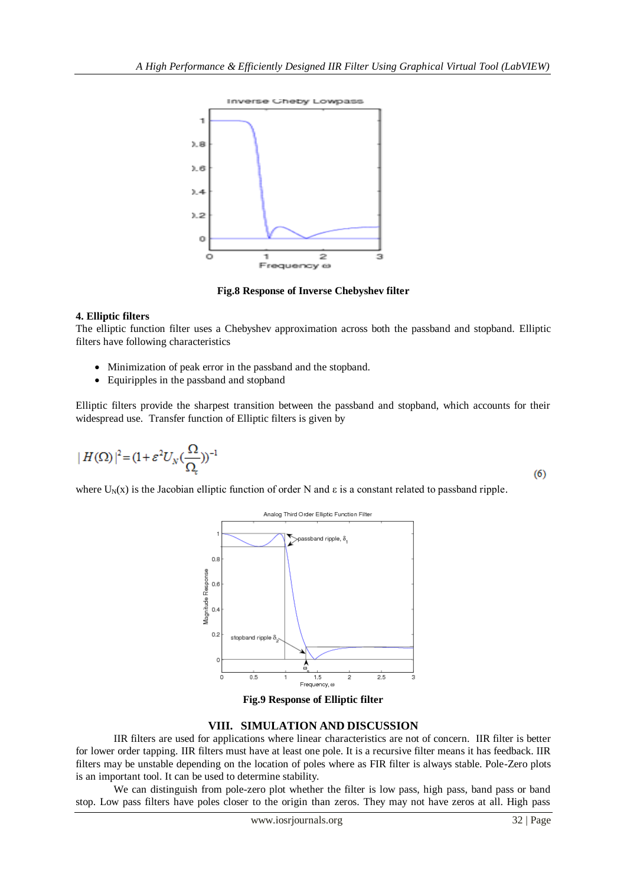**Fig.8 Response of Inverse Chebyshev filter**

**4. Elliptic filters**

The elliptic function filter uses a Chebyshev approximation across both the passband and stopband. Elliptic filters have following characteristics

- Minimization of peak error in the passband and the stopband.
- Equiripples in the passband and stopband

Elliptic filters provide the sharpest transition between the passband and stopband, which accounts for their widespread use. Transfer function of Elliptic filters is given by

$$|H(\Omega)|^2 = (1+\varepsilon^2 U_N(\frac{\Omega}{\Omega_c}))^{-1} \tag{6}$$

where $U_N(x)$ is the Jacobian elliptic function of order N and ε is a constant related to passband ripple.

**Fig.9 Response of Elliptic filter**

## VIII. SIMULATION AND DISCUSSION

IIR filters are used for applications where linear characteristics are not of concern. IIR filter is better for lower order tapping. IIR filters must have at least one pole. It is a recursive filter means it has feedback. IIR filters may be unstable depending on the location of poles where as FIR filter is always stable. Pole-Zero plots is an important tool. It can be used to determine stability.

We can distinguish from pole-zero plot whether the filter is low pass, high pass, band pass or band stop. Low pass filters have poles closer to the origin than zeros. They may not have zeros at all. High pass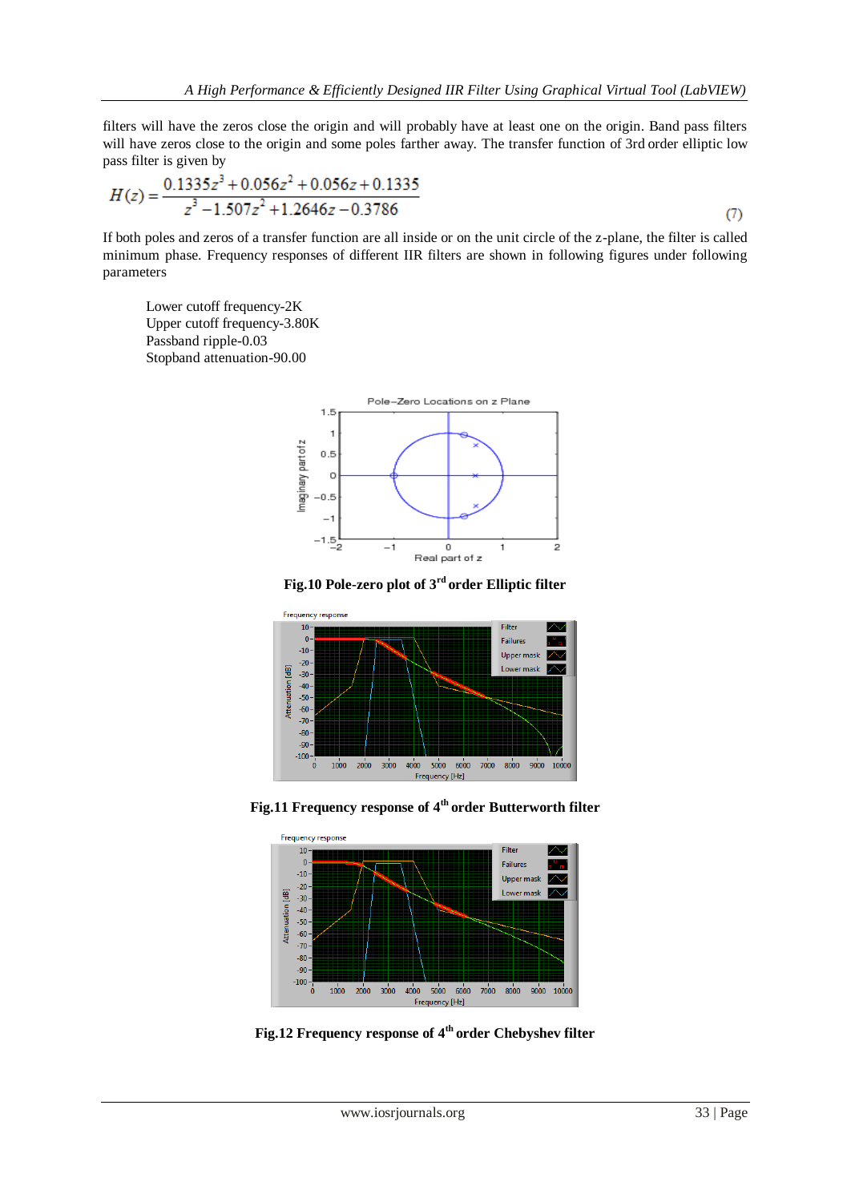filters will have the zeros close the origin and will probably have at least one on the origin. Band pass filters will have zeros close to the origin and some poles farther away. The transfer function of 3rd order elliptic low pass filter is given by

$$H(z) = \frac{0.1335z^3 + 0.056z^2 + 0.056z + 0.1335}{z^3 - 1.507z^2 + 1.2646z - 0.3786} \tag{7}$$

If both poles and zeros of a transfer function are all inside or on the unit circle of the z-plane, the filter is called minimum phase. Frequency responses of different IIR filters are shown in following figures under following parameters

Lower cutoff frequency-2K
Upper cutoff frequency-3.80K
Passband ripple-0.03
Stopband attenuation-90.00

**Fig.10 Pole-zero plot of 3rd order Elliptic filter**

**Fig.11 Frequency response of 4th order Butterworth filter**

**Fig.12 Frequency response of 4th order Chebyshev filter**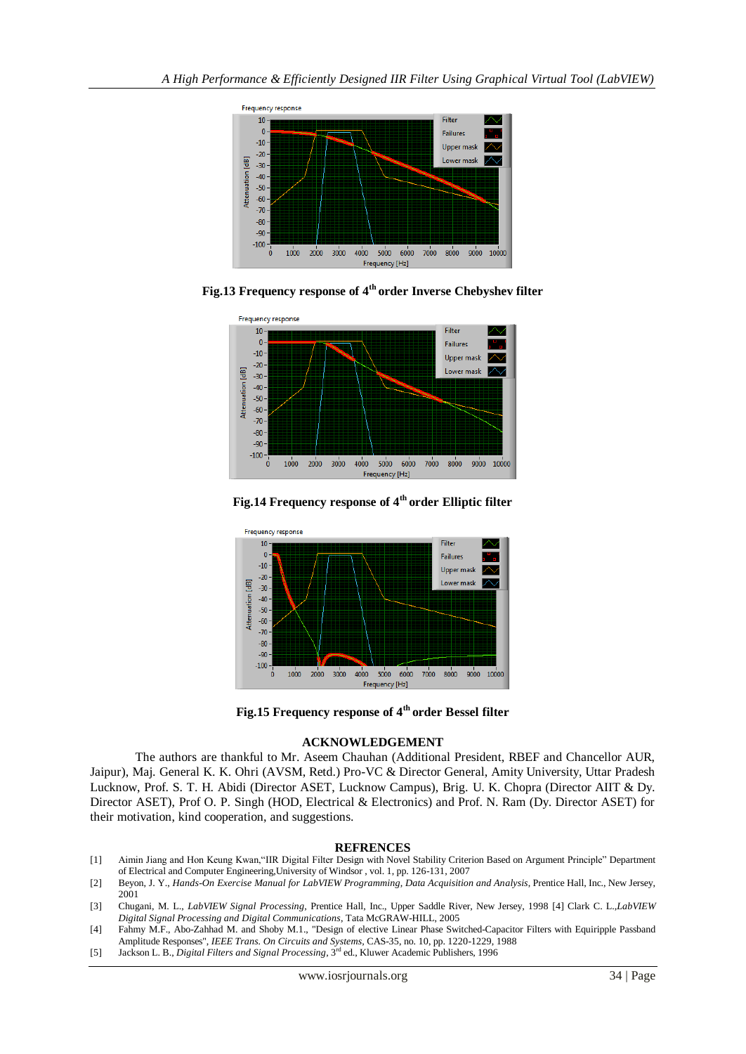Fig.13 Frequency response of 4th order Inverse Chebyshev filter

Fig.14 Frequency response of 4th order Elliptic filter

Fig.15 Frequency response of 4th order Bessel filter

## ACKNOWLEDGEMENT

The authors are thankful to Mr. Aseem Chauhan (Additional President, RBEF and Chancellor AUR, Jaipur), Maj. General K. K. Ohri (AVSM, Retd.) Pro-VC & Director General, Amity University, Uttar Pradesh Lucknow, Prof. S. T. H. Abidi (Director ASET, Lucknow Campus), Brig. U. K. Chopra (Director AIIT & Dy. Director ASET), Prof O. P. Singh (HOD, Electrical & Electronics) and Prof. N. Ram (Dy. Director ASET) for their motivation, kind cooperation, and suggestions.

## REFRENCES

[1] Aimin Jiang and Hon Keung Kwan,"IIR Digital Filter Design with Novel Stability Criterion Based on Argument Principle" Department of Electrical and Computer Engineering,University of Windsor , vol. 1, pp. 126-131, 2007

[2] Beyon, J. Y., *Hands-On Exercise Manual for LabVIEW Programming, Data Acquisition and Analysis*, Prentice Hall, Inc., New Jersey, 2001

[3] Chugani, M. L., *LabVIEW Signal Processing*, Prentice Hall, Inc., Upper Saddle River, New Jersey, 1998 [4] Clark C. L.,*LabVIEW Digital Signal Processing and Digital Communications*, Tata McGRAW-HILL, 2005

[4] Fahmy M.F., Abo-Zahhad M. and Shoby M.1., "Design of elective Linear Phase Switched-Capacitor Filters with Equiripple Passband Amplitude Responses", *IEEE Trans. On Circuits and Systems*, CAS-35, no. 10, pp. 1220-1229, 1988

[5] Jackson L. B., *Digital Filters and Signal Processing*, 3rd ed., Kluwer Academic Publishers, 1996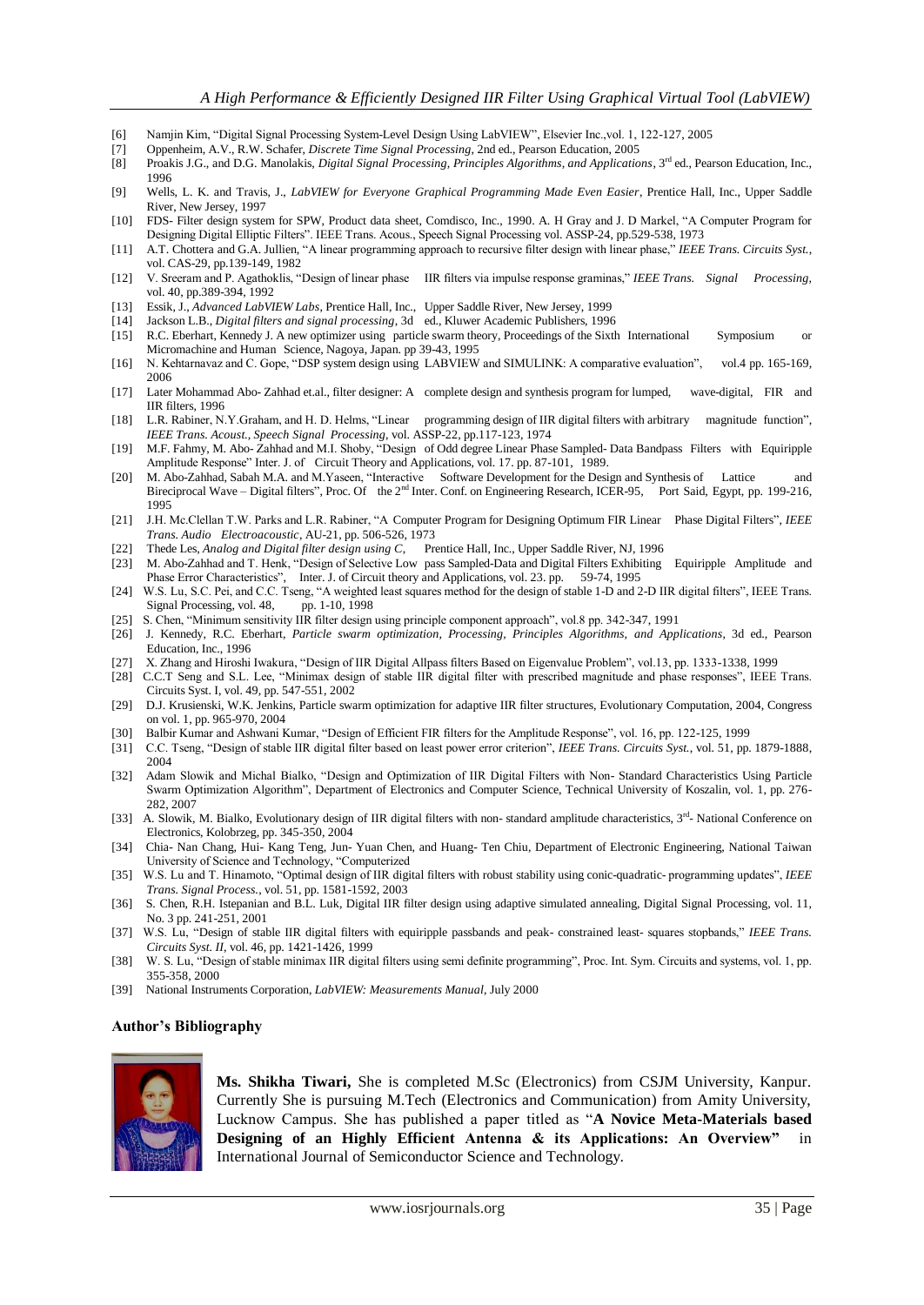[6] Namjin Kim, "Digital Signal Processing System-Level Design Using LabVIEW", Elsevier Inc.,vol. 1, 122-127, 2005

[7] Oppenheim, A.V., R.W. Schafer, *Discrete Time Signal Processing*, 2nd ed., Pearson Education, 2005

[8] Proakis J.G., and D.G. Manolakis, *Digital Signal Processing, Principles Algorithms, and Applications*, 3rd ed., Pearson Education, Inc., 1996

[9] Wells, L. K. and Travis, J., *LabVIEW for Everyone Graphical Programming Made Even Easier*, Prentice Hall, Inc., Upper Saddle River, New Jersey, 1997

[10] FDS- Filter design system for SPW, Product data sheet, Comdisco, Inc., 1990. A. H Gray and J. D Markel, "A Computer Program for Designing Digital Elliptic Filters". IEEE Trans. Acous., Speech Signal Processing vol. ASSP-24, pp.529-538, 1973

[11] A.T. Chottera and G.A. Jullien, "A linear programming approach to recursive filter design with linear phase," *IEEE Trans. Circuits Syst.*, vol. CAS-29, pp.139-149, 1982

[12] V. Sreeram and P. Agathoklis, "Design of linear phase IIR filters via impulse response graminas," *IEEE Trans. Signal Processing*, vol. 40, pp.389-394, 1992

[13] Essik, J., *Advanced LabVIEW Labs*, Prentice Hall, Inc., Upper Saddle River, New Jersey, 1999

[14] Jackson L.B., *Digital filters and signal processing*, 3d ed., Kluwer Academic Publishers, 1996

[15] R.C. Eberhart, Kennedy J. A new optimizer using particle swarm theory, Proceedings of the Sixth International Symposium or Micromachine and Human Science, Nagoya, Japan. pp 39-43, 1995

[16] N. Kehtarnavaz and C. Gope, "DSP system design using LABVIEW and SIMULINK: A comparative evaluation", vol.4 pp. 165-169, 2006

[17] Later Mohammad Abo- Zahhad et.al., filter designer: A complete design and synthesis program for lumped, wave-digital, FIR and IIR filters, 1996

[18] L.R. Rabiner, N.Y.Graham, and H. D. Helms, "Linear programming design of IIR digital filters with arbitrary magnitude function", *IEEE Trans. Acoust., Speech Signal Processing*, vol. ASSP-22, pp.117-123, 1974

[19] M.F. Fahmy, M. Abo- Zahhad and M.I. Shoby, "Design of Odd degree Linear Phase Sampled- Data Bandpass Filters with Equiripple Amplitude Response" Inter. J. of Circuit Theory and Applications, vol. 17. pp. 87-101, 1989.

[20] M. Abo-Zahhad, Sabah M.A. and M.Yaseen, "Interactive Software Development for the Design and Synthesis of Lattice and Bireciprocal Wave – Digital filters", Proc. Of the 2nd Inter. Conf. on Engineering Research, ICER-95, Port Said, Egypt, pp. 199-216, 1995

[21] J.H. Mc.Clellan T.W. Parks and L.R. Rabiner, "A Computer Program for Designing Optimum FIR Linear Phase Digital Filters", *IEEE Trans. Audio Electroacoustic*, AU-21, pp. 506-526, 1973

[22] Thede Les, *Analog and Digital filter design using C*, Prentice Hall, Inc., Upper Saddle River, NJ, 1996

[23] M. Abo-Zahhad and T. Henk, "Design of Selective Low pass Sampled-Data and Digital Filters Exhibiting Equiripple Amplitude and Phase Error Characteristics", Inter. J. of Circuit theory and Applications, vol. 23. pp. 59-74, 1995

[24] W.S. Lu, S.C. Pei, and C.C. Tseng, "A weighted least squares method for the design of stable 1-D and 2-D IIR digital filters", IEEE Trans. Signal Processing, vol. 48, pp. 1-10, 1998

[25] S. Chen, "Minimum sensitivity IIR filter design using principle component approach", vol.8 pp. 342-347, 1991

[26] J. Kennedy, R.C. Eberhart, *Particle swarm optimization, Processing, Principles Algorithms, and Applications*, 3d ed., Pearson Education, Inc., 1996

[27] X. Zhang and Hiroshi Iwakura, "Design of IIR Digital Allpass filters Based on Eigenvalue Problem", vol.13, pp. 1333-1338, 1999

[28] C.C.T Seng and S.L. Lee, "Minimax design of stable IIR digital filter with prescribed magnitude and phase responses", IEEE Trans. Circuits Syst. I, vol. 49, pp. 547-551, 2002

[29] D.J. Krusienski, W.K. Jenkins, Particle swarm optimization for adaptive IIR filter structures, Evolutionary Computation, 2004, Congress on vol. 1, pp. 965-970, 2004

[30] Balbir Kumar and Ashwani Kumar, "Design of Efficient FIR filters for the Amplitude Response", vol. 16, pp. 122-125, 1999

[31] C.C. Tseng, "Design of stable IIR digital filter based on least power error criterion", *IEEE Trans. Circuits Syst.*, vol. 51, pp. 1879-1888, 2004

[32] Adam Slowik and Michal Bialko, "Design and Optimization of IIR Digital Filters with Non- Standard Characteristics Using Particle Swarm Optimization Algorithm", Department of Electronics and Computer Science, Technical University of Koszalin, vol. 1, pp. 276-282, 2007

[33] A. Slowik, M. Bialko, Evolutionary design of IIR digital filters with non- standard amplitude characteristics, 3rd- National Conference on Electronics, Kolobrzeg, pp. 345-350, 2004

[34] Chia- Nan Chang, Hui- Kang Teng, Jun- Yuan Chen, and Huang- Ten Chiu, Department of Electronic Engineering, National Taiwan University of Science and Technology, "Computerized

[35] W.S. Lu and T. Hinamoto, "Optimal design of IIR digital filters with robust stability using conic-quadratic- programming updates", *IEEE Trans. Signal Process.*, vol. 51, pp. 1581-1592, 2003

[36] S. Chen, R.H. Istepanian and B.L. Luk, Digital IIR filter design using adaptive simulated annealing, Digital Signal Processing, vol. 11, No. 3 pp. 241-251, 2001

[37] W.S. Lu, "Design of stable IIR digital filters with equiripple passbands and peak- constrained least- squares stopbands," *IEEE Trans. Circuits Syst. II*, vol. 46, pp. 1421-1426, 1999

[38] W. S. Lu, "Design of stable minimax IIR digital filters using semi definite programming", Proc. Int. Sym. Circuits and systems, vol. 1, pp. 355-358, 2000

[39] National Instruments Corporation, *LabVIEW: Measurements Manual*, July 2000

### Author's Bibliography

**Ms. Shikha Tiwari,** She is completed M.Sc (Electronics) from CSJM University, Kanpur. Currently She is pursuing M.Tech (Electronics and Communication) from Amity University, Lucknow Campus. She has published a paper titled as "**A Novice Meta-Materials based Designing of an Highly Efficient Antenna & its Applications: An Overview**" in International Journal of Semiconductor Science and Technology.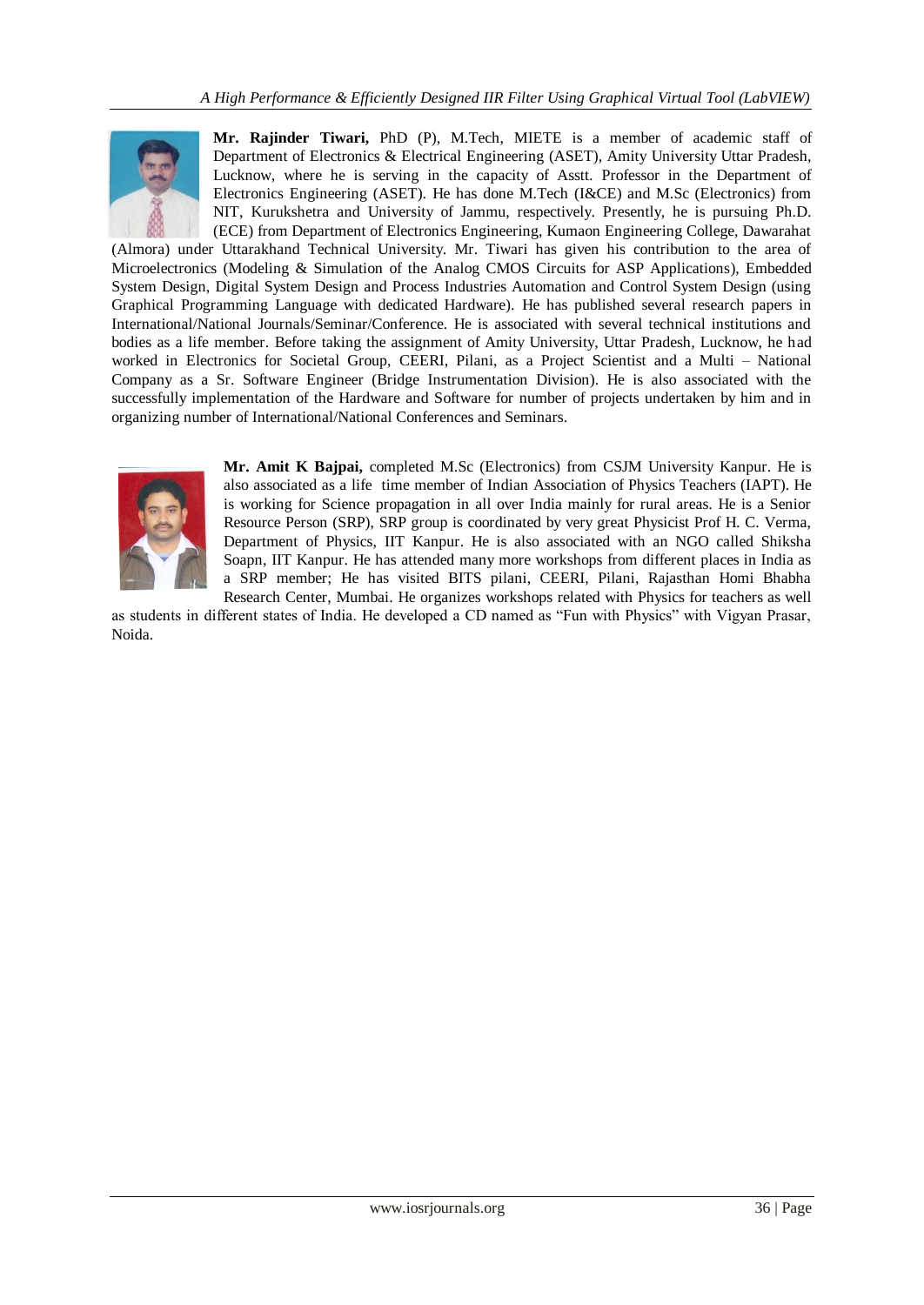**Mr. Rajinder Tiwari,** PhD (P), M.Tech, MIETE is a member of academic staff of Department of Electronics & Electrical Engineering (ASET), Amity University Uttar Pradesh, Lucknow, where he is serving in the capacity of Asstt. Professor in the Department of Electronics Engineering (ASET). He has done M.Tech (I&CE) and M.Sc (Electronics) from NIT, Kurukshetra and University of Jammu, respectively. Presently, he is pursuing Ph.D. (ECE) from Department of Electronics Engineering, Kumaon Engineering College, Dawarahat (Almora) under Uttarakhand Technical University. Mr. Tiwari has given his contribution to the area of Microelectronics (Modeling & Simulation of the Analog CMOS Circuits for ASP Applications), Embedded System Design, Digital System Design and Process Industries Automation and Control System Design (using Graphical Programming Language with dedicated Hardware). He has published several research papers in International/National Journals/Seminar/Conference. He is associated with several technical institutions and bodies as a life member. Before taking the assignment of Amity University, Uttar Pradesh, Lucknow, he had worked in Electronics for Societal Group, CEERI, Pilani, as a Project Scientist and a Multi – National Company as a Sr. Software Engineer (Bridge Instrumentation Division). He is also associated with the successfully implementation of the Hardware and Software for number of projects undertaken by him and in organizing number of International/National Conferences and Seminars.

**Mr. Amit K Bajpai,** completed M.Sc (Electronics) from CSJM University Kanpur. He is also associated as a life time member of Indian Association of Physics Teachers (IAPT). He is working for Science propagation in all over India mainly for rural areas. He is a Senior Resource Person (SRP), SRP group is coordinated by very great Physicist Prof H. C. Verma, Department of Physics, IIT Kanpur. He is also associated with an NGO called Shiksha Soapn, IIT Kanpur. He has attended many more workshops from different places in India as a SRP member; He has visited BITS pilani, CEERI, Pilani, Rajasthan Homi Bhabha Research Center, Mumbai. He organizes workshops related with Physics for teachers as well as students in different states of India. He developed a CD named as "Fun with Physics" with Vigyan Prasar, Noida.